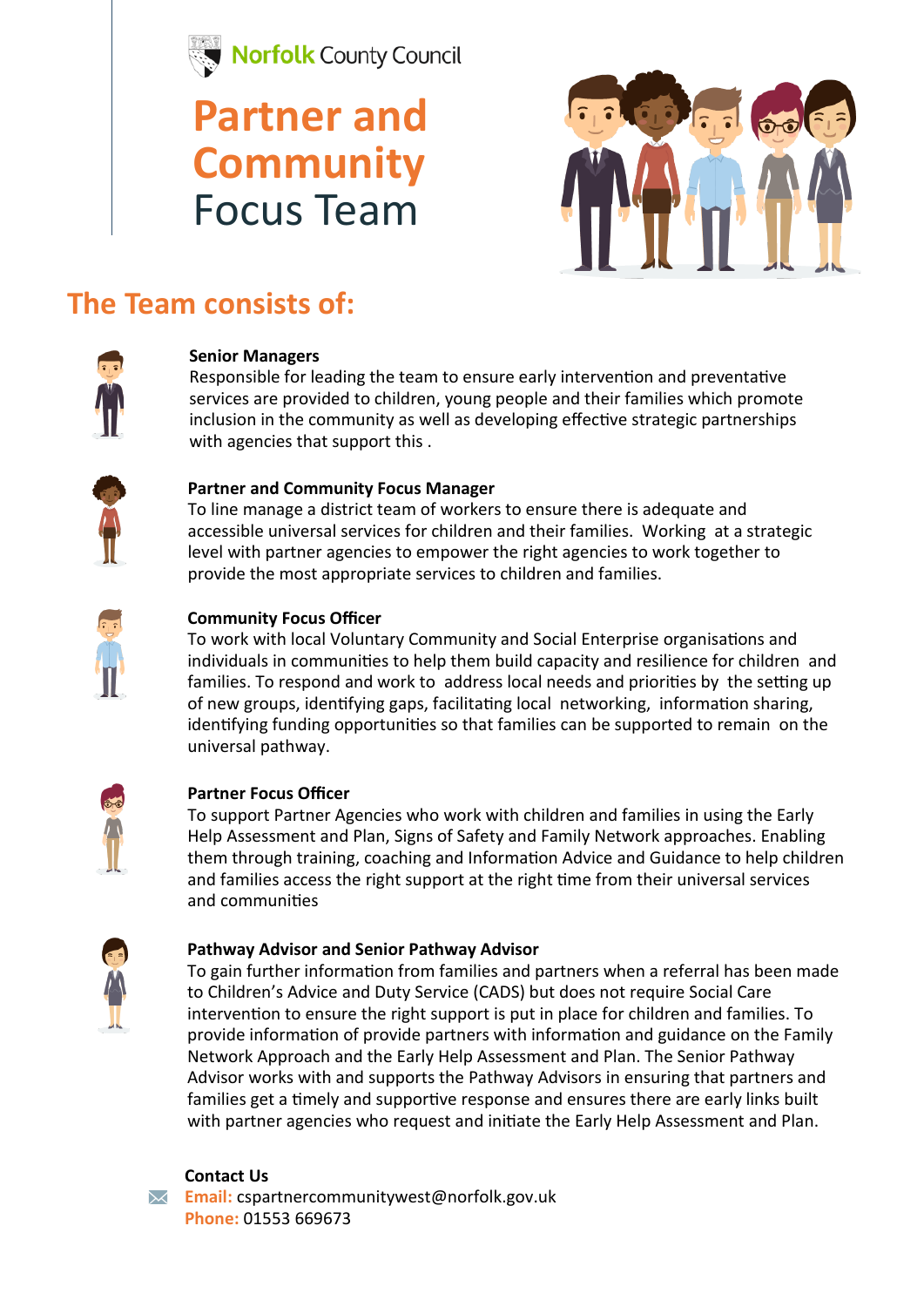Norfolk County Council

# Partner and Community Focus Team

## The Team consists of:

**Senior Managers**
Responsible for leading the team to ensure early intervention and preventative services are provided to children, young people and their families which promote inclusion in the community as well as developing effective strategic partnerships with agencies that support this .

**Partner and Community Focus Manager**
To line manage a district team of workers to ensure there is adequate and accessible universal services for children and their families. Working at a strategic level with partner agencies to empower the right agencies to work together to provide the most appropriate services to children and families.

**Community Focus Officer**
To work with local Voluntary Community and Social Enterprise organisations and individuals in communities to help them build capacity and resilience for children and families. To respond and work to address local needs and priorities by the setting up of new groups, identifying gaps, facilitating local networking, information sharing, identifying funding opportunities so that families can be supported to remain on the universal pathway.

**Partner Focus Officer**
To support Partner Agencies who work with children and families in using the Early Help Assessment and Plan, Signs of Safety and Family Network approaches. Enabling them through training, coaching and Information Advice and Guidance to help children and families access the right support at the right time from their universal services and communities

**Pathway Advisor and Senior Pathway Advisor**
To gain further information from families and partners when a referral has been made to Children's Advice and Duty Service (CADS) but does not require Social Care intervention to ensure the right support is put in place for children and families. To provide information of provide partners with information and guidance on the Family Network Approach and the Early Help Assessment and Plan. The Senior Pathway Advisor works with and supports the Pathway Advisors in ensuring that partners and families get a timely and supportive response and ensures there are early links built with partner agencies who request and initiate the Early Help Assessment and Plan.

**Contact Us**
**Email:** cspartnercommunitywest@norfolk.gov.uk
**Phone:** 01553 669673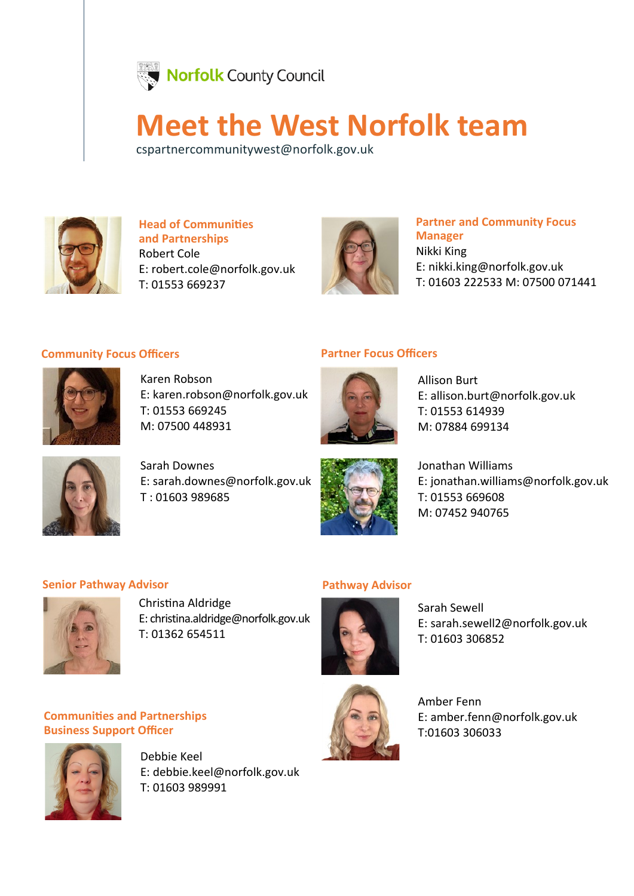Norfolk County Council

# Meet the West Norfolk team

cspartnercommunitywest@norfolk.gov.uk

### Head of Communities and Partnerships

Robert Cole
E: robert.cole@norfolk.gov.uk
T: 01553 669237

### Partner and Community Focus Manager

Nikki King
E: nikki.king@norfolk.gov.uk
T: 01603 222533 M: 07500 071441

### Community Focus Officers

Karen Robson
E: karen.robson@norfolk.gov.uk
T: 01553 669245
M: 07500 448931

Sarah Downes
E: sarah.downes@norfolk.gov.uk
T : 01603 989685

### Partner Focus Officers

Allison Burt
E: allison.burt@norfolk.gov.uk
T: 01553 614939
M: 07884 699134

Jonathan Williams
E: jonathan.williams@norfolk.gov.uk
T: 01553 669608
M: 07452 940765

### Senior Pathway Advisor

Christina Aldridge
E: christina.aldridge@norfolk.gov.uk
T: 01362 654511

### Communities and Partnerships Business Support Officer

Debbie Keel
E: debbie.keel@norfolk.gov.uk
T: 01603 989991

### Pathway Advisor

Sarah Sewell
E: sarah.sewell2@norfolk.gov.uk
T: 01603 306852

Amber Fenn
E: amber.fenn@norfolk.gov.uk
T:01603 306033